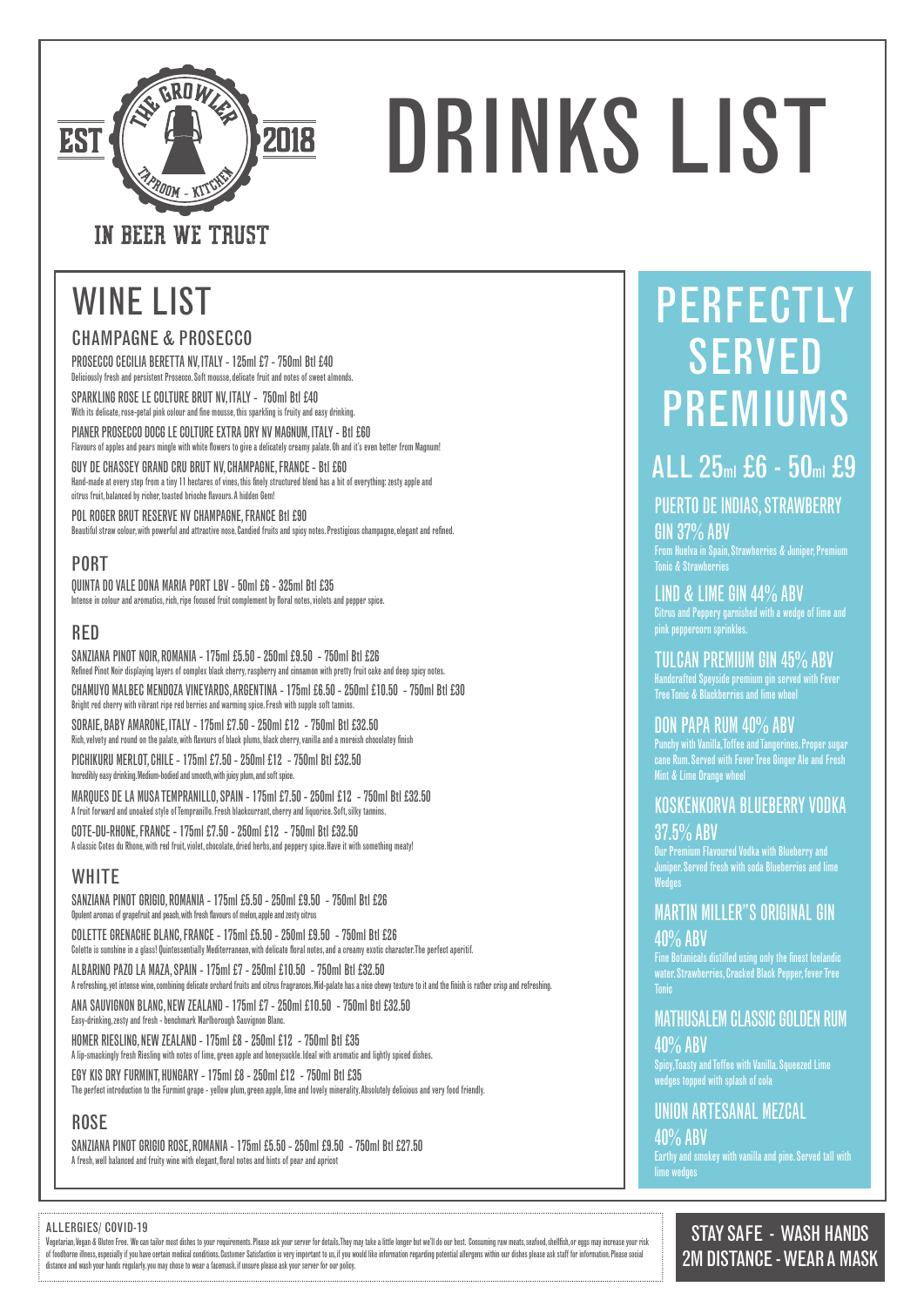EST THE GROWLER 2018

TAPROOM - KITCHEN

IN BEER WE TRUST

# DRINKS LIST

## WINE LIST

### CHAMPAGNE & PROSECCO

PROSECCO CECILIA BERETTA NV, ITALY - 125ml £7 - 750ml Btl £40
Deliciously fresh and persistent Prosecco. Soft mousse, delicate fruit and notes of sweet almonds.

SPARKLING ROSE LE COLTURE BRUT NV, ITALY - 750ml Btl £40
With its delicate, rose-petal pink colour and fine mousse, this sparkling is fruity and easy drinking.

PIANER PROSECCO DOCG LE COLTURE EXTRA DRY NV MAGNUM, ITALY - Btl £60
Flavours of apples and pears mingle with white flowers to give a delicately creamy palate. Oh and it's even better from Magnum!

GUY DE CHASSEY GRAND CRU BRUT NV, CHAMPAGNE, FRANCE - Btl £60
Hand-made at every step from a tiny 11 hectares of vines, this finely structured blend has a bit of everything: zesty apple and citrus fruit, balanced by richer, toasted brioche flavours. A hidden Gem!

POL ROGER BRUT RESERVE NV CHAMPAGNE, FRANCE Btl £90
Beautiful straw colour, with powerful and attractive nose. Candied fruits and spicy notes. Prestigious champagne, elegant and refined.

### PORT

QUINTA DO VALE DONA MARIA PORT LBV - 50ml £6 - 325ml Btl £35
Intense in colour and aromatics, rich, ripe focused fruit complement by floral notes, violets and pepper spice.

### RED

SANZIANA PINOT NOIR, ROMANIA - 175ml £5.50 - 250ml £9.50 - 750ml Btl £26
Refined Pinot Noir displaying layers of complex black cherry, raspberry and cinnamon with pretty fruit cake and deep spicy notes.

CHAMUYO MALBEC MENDOZA VINEYARDS, ARGENTINA - 175ml £6.50 - 250ml £10.50 - 750ml Btl £30
Bright red cherry with vibrant ripe red berries and warming spice. Fresh with supple soft tannins.

SORAIE, BABY AMARONE, ITALY - 175ml £7.50 - 250ml £12 - 750ml Btl £32.50
Rich, velvety and round on the palate, with flavours of black plums, black cherry, vanilla and a moreish chocolatey finish

PICHIKURU MERLOT, CHILE - 175ml £7.50 - 250ml £12 - 750ml Btl £32.50
Incredibly easy drinking. Medium-bodied and smooth, with juicy plum, and soft spice.

MARQUES DE LA MUSA TEMPRANILLO, SPAIN - 175ml £7.50 - 250ml £12 - 750ml Btl £32.50
A fruit forward and unoaked style of Tempranillo. Fresh blackcurrant, cherry and liquorice. Soft, silky tannins.

COTE-DU-RHONE, FRANCE - 175ml £7.50 - 250ml £12 - 750ml Btl £32.50
A classic Cotes du Rhone, with red fruit, violet, chocolate, dried herbs, and peppery spice. Have it with something meaty!

### WHITE

SANZIANA PINOT GRIGIO, ROMANIA - 175ml £5.50 - 250ml £9.50 - 750ml Btl £26
Opulent aromas of grapefruit and peach, with fresh flavours of melon, apple and zesty citrus

COLETTE GRENACHE BLANC, FRANCE - 175ml £5.50 - 250ml £9.50 - 750ml Btl £26
Colette is sunshine in a glass! Quintessentially Mediterranean, with delicate floral notes, and a creamy exotic character. The perfect aperitif.

ALBARINO PAZO LA MAZA, SPAIN - 175ml £7 - 250ml £10.50 - 750ml Btl £32.50
A refreshing, yet intense wine, combining delicate orchard fruits and citrus fragrances. Mid-palate has a nice chewy texture to it and the finish is rather crisp and refreshing.

ANA SAUVIGNON BLANC, NEW ZEALAND - 175ml £7 - 250ml £10.50 - 750ml Btl £32.50
Easy-drinking, zesty and fresh - benchmark Marlborough Sauvignon Blanc.

HOMER RIESLING, NEW ZEALAND - 175ml £8 - 250ml £12 - 750ml Btl £35
A lip-smackingly fresh Riesling with notes of lime, green apple and honeysuckle. Ideal with aromatic and lightly spiced dishes.

EGY KIS DRY FURMINT, HUNGARY - 175ml £8 - 250ml £12 - 750ml Btl £35
The perfect introduction to the Furmint grape - yellow plum, green apple, lime and lovely minerality. Absolutely delicious and very food friendly.

### ROSE

SANZIANA PINOT GRIGIO ROSE, ROMANIA - 175ml £5.50 - 250ml £9.50 - 750ml Btl £27.50
A fresh, well balanced and fruity wine with elegant, floral notes and hints of pear and apricot

## PERFECTLY SERVED PREMIUMS

### ALL 25ml £6 - 50ml £9

**PUERTO DE INDIAS, STRAWBERRY GIN 37% ABV**
From Huelva in Spain, Strawberries & Juniper, Premium Tonic & Strawberries

**LIND & LIME GIN 44% ABV**
Citrus and Peppery garnished with a wedge of lime and pink peppercorn sprinkles.

**TULCAN PREMIUM GIN 45% ABV**
Handcrafted Speyside premium gin served with Fever Tree Tonic & Blackberries and lime wheel

**DON PAPA RUM 40% ABV**
Punchy with Vanilla, Toffee and Tangerines. Proper sugar cane Rum. Served with Fever Tree Ginger Ale and Fresh Mint & Lime Orange wheel

**KOSKENKORVA BLUEBERRY VODKA 37.5% ABV**
Our Premium Flavoured Vodka with Blueberry and Juniper. Served fresh with soda Blueberries and lime Wedges

**MARTIN MILLER"S ORIGINAL GIN 40% ABV**
Fine Botanicals distilled using only the finest Icelandic water. Strawberries, Cracked Black Pepper, fever Tree Tonic

**MATHUSALEM CLASSIC GOLDEN RUM 40% ABV**
Spicy, Toasty and Toffee with Vanilla. Squeezed Lime wedges topped with splash of cola

**UNION ARTESANAL MEZCAL 40% ABV**
Earthy and smokey with vanilla and pine. Served tall with lime wedges

### ALLERGIES/ COVID-19

Vegetarian, Vegan & Gluten Free. We can tailor most dishes to your requirements. Please ask your server for details. They may take a little longer but we'll do our best. Consuming raw meats, seafood, shellfish, or eggs may increase your risk of foodborne illness, especially if you have certain medical conditions. Customer Satisfaction is very important to us, if you would like information regarding potential allergens within our dishes please ask staff for information. Please social distance and wash your hands regularly, you may chose to wear a facemask. if unsure please ask your server for our policy.

**STAY SAFE - WASH HANDS**
**2M DISTANCE - WEAR A MASK**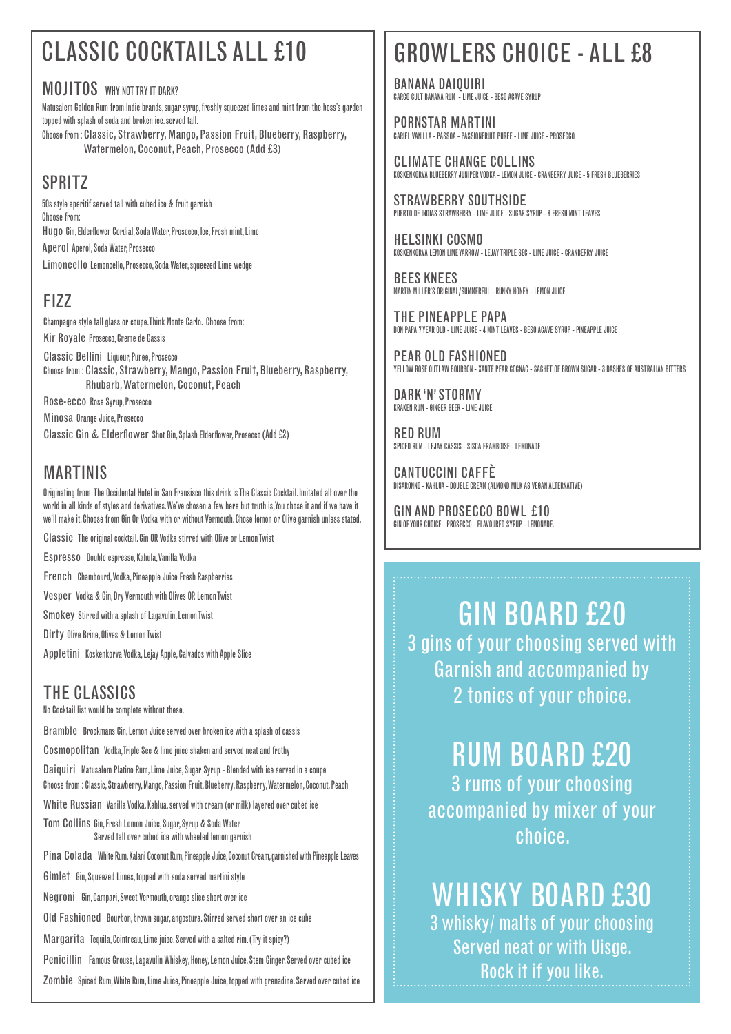# CLASSIC COCKTAILS ALL £10

## MOJITOS WHY NOT TRY IT DARK?

Matusalem Golden Rum from Indie brands, sugar syrup, freshly squeezed limes and mint from the boss's garden topped with splash of soda and broken ice. served tall.

Choose from : Classic, Strawberry, Mango, Passion Fruit, Blueberry, Raspberry, Watermelon, Coconut, Peach, Prosecco (Add £3)

## SPRITZ

50s style aperitif served tall with cubed ice & fruit garnish

Choose from:

Hugo Gin, Elderflower Cordial, Soda Water, Prosecco, Ice, Fresh mint, Lime

Aperol Aperol, Soda Water, Prosecco

Limoncello Lemoncello, Prosecco, Soda Water, squeezed Lime wedge

## FIZZ

Champagne style tall glass or coupe. Think Monte Carlo. Choose from:

Kir Royale Prosecco, Creme de Cassis

Classic Bellini Liqueur, Puree, Prosecco

Choose from : Classic, Strawberry, Mango, Passion Fruit, Blueberry, Raspberry, Rhubarb, Watermelon, Coconut, Peach

Rose-ecco Rose Syrup, Prosecco

Minosa Orange Juice, Prosecco

Classic Gin & Elderflower Shot Gin, Splash Elderflower, Prosecco (Add £2)

## MARTINIS

Originating from The Occidental Hotel in San Fransisco this drink is The Classic Cocktail. Imitated all over the world in all kinds of styles and derivatives. We've chosen a few here but truth is, You chose it and if we have it we'll make it. Choose from Gin Or Vodka with or without Vermouth. Chose lemon or Olive garnish unless stated.

Classic The original cocktail. Gin OR Vodka stirred with Olive or Lemon Twist

Espresso Double espresso, Kahula, Vanilla Vodka

French Chambourd, Vodka, Pineapple Juice Fresh Raspberries

Vesper Vodka & Gin, Dry Vermouth with Olives OR Lemon Twist

Smokey Stirred with a splash of Lagavulin, Lemon Twist

Dirty Olive Brine, Olives & Lemon Twist

Appletini Koskenkorva Vodka, Lejay Apple, Calvados with Apple Slice

## THE CLASSICS

No Cocktail list would be complete without these.

Bramble Brockmans Gin, Lemon Juice served over broken ice with a splash of cassis

Cosmopolitan Vodka, Triple Sec & lime juice shaken and served neat and frothy

Daiquiri Matusalem Platino Rum, Lime Juice, Sugar Syrup - Blended with ice served in a coupe

Choose from : Classic, Strawberry, Mango, Passion Fruit, Blueberry, Raspberry, Watermelon, Coconut, Peach

White Russian Vanilla Vodka, Kahlua, served with cream (or milk) layered over cubed ice

Tom Collins Gin, Fresh Lemon Juice, Sugar, Syrup & Soda Water Served tall over cubed ice with wheeled lemon garnish

Pina Colada White Rum, Kalani Coconut Rum, Pineapple Juice, Coconut Cream, garnished with Pineapple Leaves

Gimlet Gin, Squeezed Limes, topped with soda served martini style

Negroni Gin, Campari, Sweet Vermouth, orange slice short over ice

Old Fashioned Bourbon, brown sugar, angostura. Stirred served short over an ice cube

Margarita Tequila, Cointreau, Lime juice. Served with a salted rim. (Try it spicy?)

Penicillin Famous Grouse, Lagavulin Whiskey, Honey, Lemon Juice, Stem Ginger. Served over cubed ice

Zombie Spiced Rum, White Rum, Lime Juice, Pineapple Juice, topped with grenadine. Served over cubed ice

# GROWLERS CHOICE - ALL £8

**BANANA DAIQUIRI**
CARGO CULT BANANA RUM - LIME JUICE - BESO AGAVE SYRUP

**PORNSTAR MARTINI**
CARIEL VANILLA - PASSOA - PASSIONFRUIT PUREE - LIME JUICE - PROSECCO

**CLIMATE CHANGE COLLINS**
KOSKENKORVA BLUEBERRY JUNIPER VODKA - LEMON JUICE - CRANBERRY JUICE - 5 FRESH BLUEBERRIES

**STRAWBERRY SOUTHSIDE**
PUERTO DE INDIAS STRAWBERRY - LIME JUICE - SUGAR SYRUP - 8 FRESH MINT LEAVES

**HELSINKI COSMO**
KOSKENKORVA LEMON LIME YARROW - LEJAY TRIPLE SEC - LIME JUICE - CRANBERRY JUICE

**BEES KNEES**
MARTIN MILLER'S ORIGINAL/SUMMERFUL - RUNNY HONEY - LEMON JUICE

**THE PINEAPPLE PAPA**
DON PAPA 7 YEAR OLD - LIME JUICE - 4 MINT LEAVES - BESO AGAVE SYRUP - PINEAPPLE JUICE

**PEAR OLD FASHIONED**
YELLOW ROSE OUTLAW BOURBON - XANTE PEAR COGNAC - SACHET OF BROWN SUGAR - 3 DASHES OF AUSTRALIAN BITTERS

**DARK 'N' STORMY**
KRAKEN RUM - GINGER BEER - LIME JUICE

**RED RUM**
SPICED RUM - LEJAY CASSIS - SISCA FRAMBOISE - LEMONADE

**CANTUCCINI CAFFÈ**
DISARONNO - KAHLUA - DOUBLE CREAM (ALMOND MILK AS VEGAN ALTERNATIVE)

**GIN AND PROSECCO BOWL £10**
GIN OF YOUR CHOICE - PROSECCO - FLAVOURED SYRUP - LEMONADE.

# GIN BOARD £20

3 gins of your choosing served with Garnish and accompanied by 2 tonics of your choice.

# RUM BOARD £20

3 rums of your choosing accompanied by mixer of your choice.

# WHISKY BOARD £30

3 whisky/ malts of your choosing Served neat or with Uisge. Rock it if you like.